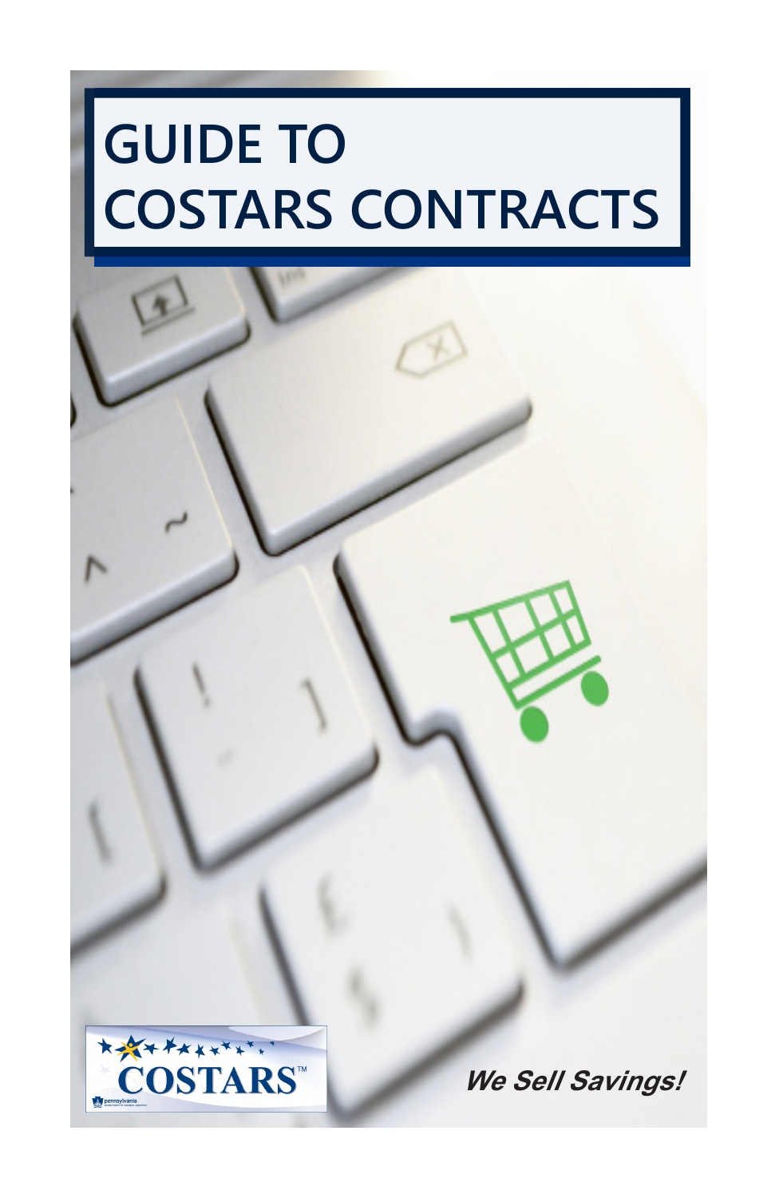# GUIDE TO COSTARS CONTRACTS

COSTARS™

***We Sell Savings!***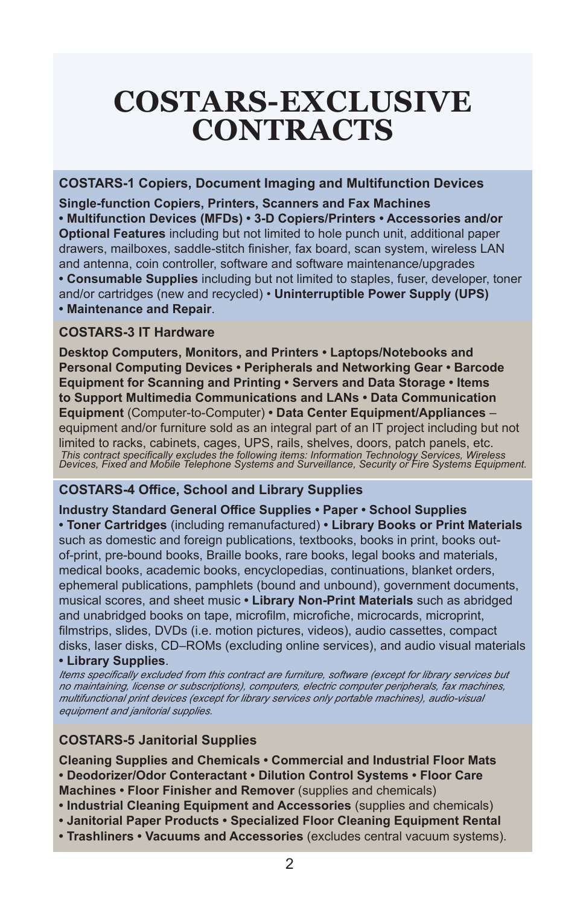# COSTARS-EXCLUSIVE CONTRACTS

## COSTARS-1 Copiers, Document Imaging and Multifunction Devices

**Single-function Copiers, Printers, Scanners and Fax Machines • Multifunction Devices (MFDs) • 3-D Copiers/Printers • Accessories and/or Optional Features** including but not limited to hole punch unit, additional paper drawers, mailboxes, saddle-stitch finisher, fax board, scan system, wireless LAN and antenna, coin controller, software and software maintenance/upgrades **• Consumable Supplies** including but not limited to staples, fuser, developer, toner and/or cartridges (new and recycled) • **Uninterruptible Power Supply (UPS) • Maintenance and Repair**.

## COSTARS-3 IT Hardware

**Desktop Computers, Monitors, and Printers • Laptops/Notebooks and Personal Computing Devices • Peripherals and Networking Gear • Barcode Equipment for Scanning and Printing • Servers and Data Storage • Items to Support Multimedia Communications and LANs • Data Communication Equipment** (Computer-to-Computer) **• Data Center Equipment/Appliances** – equipment and/or furniture sold as an integral part of an IT project including but not limited to racks, cabinets, cages, UPS, rails, shelves, doors, patch panels, etc.

*This contract specifically excludes the following items: Information Technology Services, Wireless Devices, Fixed and Mobile Telephone Systems and Surveillance, Security or Fire Systems Equipment.*

## COSTARS-4 Office, School and Library Supplies

**Industry Standard General Office Supplies • Paper • School Supplies • Toner Cartridges** (including remanufactured) **• Library Books or Print Materials** such as domestic and foreign publications, textbooks, books in print, books out-of-print, pre-bound books, Braille books, rare books, legal books and materials, medical books, academic books, encyclopedias, continuations, blanket orders, ephemeral publications, pamphlets (bound and unbound), government documents, musical scores, and sheet music **• Library Non-Print Materials** such as abridged and unabridged books on tape, microfilm, microfiche, microcards, microprint, filmstrips, slides, DVDs (i.e. motion pictures, videos), audio cassettes, compact disks, laser disks, CD–ROMs (excluding online services), and audio visual materials **• Library Supplies**.

*Items specifically excluded from this contract are furniture, software (except for library services but no maintaining, license or subscriptions), computers, electric computer peripherals, fax machines, multifunctional print devices (except for library services only portable machines), audio-visual equipment and janitorial supplies.*

## COSTARS-5 Janitorial Supplies

**Cleaning Supplies and Chemicals • Commercial and Industrial Floor Mats • Deodorizer/Odor Conteractant • Dilution Control Systems • Floor Care Machines • Floor Finisher and Remover** (supplies and chemicals) **• Industrial Cleaning Equipment and Accessories** (supplies and chemicals) **• Janitorial Paper Products • Specialized Floor Cleaning Equipment Rental • Trashliners • Vacuums and Accessories** (excludes central vacuum systems).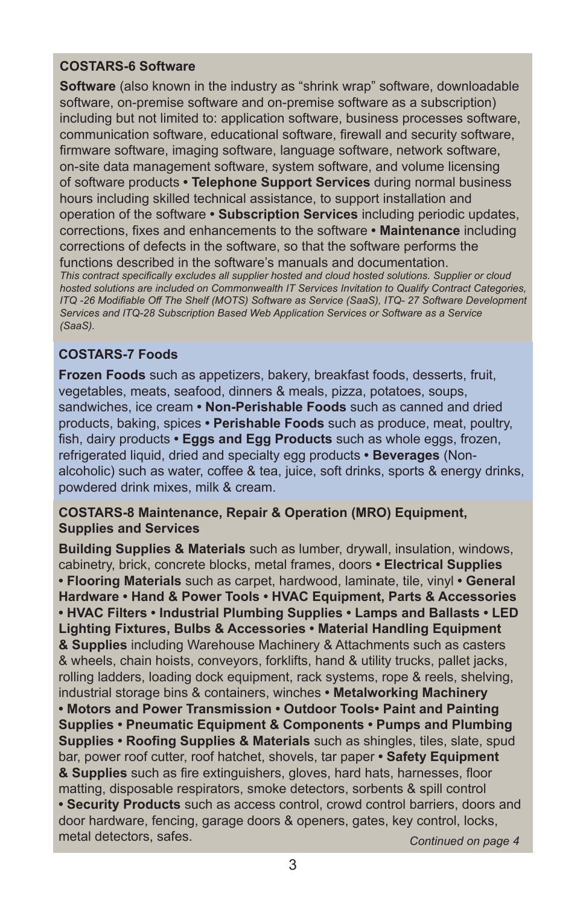### COSTARS-6 Software

**Software** (also known in the industry as "shrink wrap" software, downloadable software, on-premise software and on-premise software as a subscription) including but not limited to: application software, business processes software, communication software, educational software, firewall and security software, firmware software, imaging software, language software, network software, on-site data management software, system software, and volume licensing of software products • **Telephone Support Services** during normal business hours including skilled technical assistance, to support installation and operation of the software • **Subscription Services** including periodic updates, corrections, fixes and enhancements to the software • **Maintenance** including corrections of defects in the software, so that the software performs the functions described in the software's manuals and documentation.

*This contract specifically excludes all supplier hosted and cloud hosted solutions. Supplier or cloud hosted solutions are included on Commonwealth IT Services Invitation to Qualify Contract Categories, ITQ -26 Modifiable Off The Shelf (MOTS) Software as Service (SaaS), ITQ- 27 Software Development Services and ITQ-28 Subscription Based Web Application Services or Software as a Service (SaaS).*

### COSTARS-7 Foods

**Frozen Foods** such as appetizers, bakery, breakfast foods, desserts, fruit, vegetables, meats, seafood, dinners & meals, pizza, potatoes, soups, sandwiches, ice cream • **Non-Perishable Foods** such as canned and dried products, baking, spices • **Perishable Foods** such as produce, meat, poultry, fish, dairy products • **Eggs and Egg Products** such as whole eggs, frozen, refrigerated liquid, dried and specialty egg products • **Beverages** (Non-alcoholic) such as water, coffee & tea, juice, soft drinks, sports & energy drinks, powdered drink mixes, milk & cream.

### COSTARS-8 Maintenance, Repair & Operation (MRO) Equipment, Supplies and Services

**Building Supplies & Materials** such as lumber, drywall, insulation, windows, cabinetry, brick, concrete blocks, metal frames, doors • **Electrical Supplies** • **Flooring Materials** such as carpet, hardwood, laminate, tile, vinyl • **General Hardware** • **Hand & Power Tools** • **HVAC Equipment, Parts & Accessories** • **HVAC Filters** • **Industrial Plumbing Supplies** • **Lamps and Ballasts** • **LED Lighting Fixtures, Bulbs & Accessories** • **Material Handling Equipment & Supplies** including Warehouse Machinery & Attachments such as casters & wheels, chain hoists, conveyors, forklifts, hand & utility trucks, pallet jacks, rolling ladders, loading dock equipment, rack systems, rope & reels, shelving, industrial storage bins & containers, winches • **Metalworking Machinery** • **Motors and Power Transmission** • **Outdoor Tools**• **Paint and Painting Supplies** • **Pneumatic Equipment & Components** • **Pumps and Plumbing Supplies** • **Roofing Supplies & Materials** such as shingles, tiles, slate, spud bar, power roof cutter, roof hatchet, shovels, tar paper • **Safety Equipment & Supplies** such as fire extinguishers, gloves, hard hats, harnesses, floor matting, disposable respirators, smoke detectors, sorbents & spill control • **Security Products** such as access control, crowd control barriers, doors and door hardware, fencing, garage doors & openers, gates, key control, locks, metal detectors, safes.

*Continued on page 4*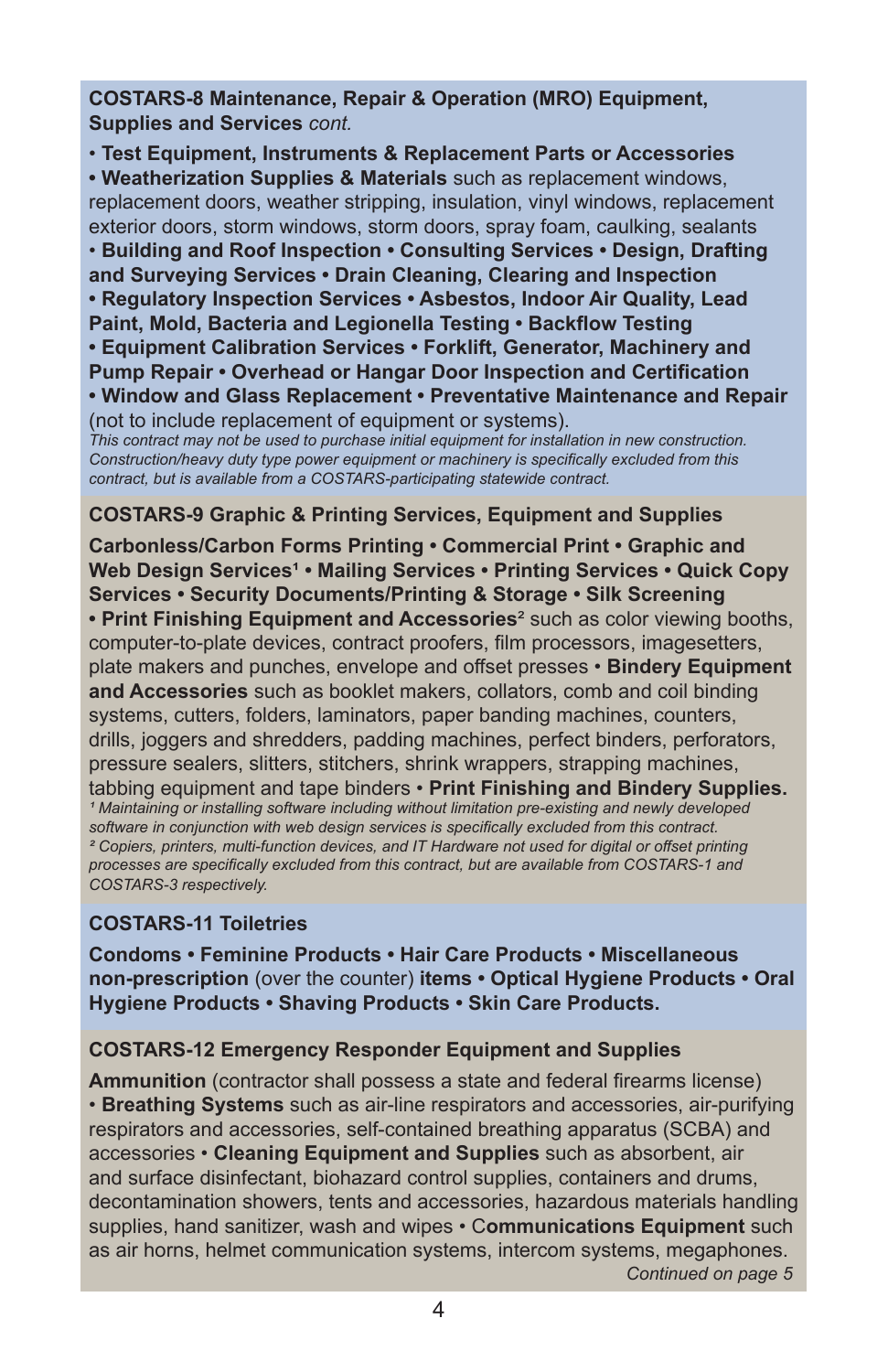## COSTARS-8 Maintenance, Repair & Operation (MRO) Equipment, Supplies and Services *cont.*

• **Test Equipment, Instruments & Replacement Parts or Accessories** • **Weatherization Supplies & Materials** such as replacement windows, replacement doors, weather stripping, insulation, vinyl windows, replacement exterior doors, storm windows, storm doors, spray foam, caulking, sealants • **Building and Roof Inspection** • **Consulting Services** • **Design, Drafting and Surveying Services** • **Drain Cleaning, Clearing and Inspection** • **Regulatory Inspection Services** • **Asbestos, Indoor Air Quality, Lead Paint, Mold, Bacteria and Legionella Testing** • **Backflow Testing** • **Equipment Calibration Services** • **Forklift, Generator, Machinery and Pump Repair** • **Overhead or Hangar Door Inspection and Certification** • **Window and Glass Replacement** • **Preventative Maintenance and Repair** (not to include replacement of equipment or systems).

*This contract may not be used to purchase initial equipment for installation in new construction. Construction/heavy duty type power equipment or machinery is specifically excluded from this contract, but is available from a COSTARS-participating statewide contract.*

## COSTARS-9 Graphic & Printing Services, Equipment and Supplies

**Carbonless/Carbon Forms Printing** • **Commercial Print** • **Graphic and Web Design Services**[1] • **Mailing Services** • **Printing Services** • **Quick Copy Services** • **Security Documents/Printing & Storage** • **Silk Screening** • **Print Finishing Equipment and Accessories**[2] such as color viewing booths, computer-to-plate devices, contract proofers, film processors, imagesetters, plate makers and punches, envelope and offset presses • **Bindery Equipment and Accessories** such as booklet makers, collators, comb and coil binding systems, cutters, folders, laminators, paper banding machines, counters, drills, joggers and shredders, padding machines, perfect binders, perforators, pressure sealers, slitters, stitchers, shrink wrappers, strapping machines, tabbing equipment and tape binders • **Print Finishing and Bindery Supplies.**

*[1] Maintaining or installing software including without limitation pre-existing and newly developed software in conjunction with web design services is specifically excluded from this contract.*
*[2] Copiers, printers, multi-function devices, and IT Hardware not used for digital or offset printing processes are specifically excluded from this contract, but are available from COSTARS-1 and COSTARS-3 respectively.*

## COSTARS-11 Toiletries

**Condoms** • **Feminine Products** • **Hair Care Products** • **Miscellaneous non-prescription** (over the counter) **items** • **Optical Hygiene Products** • **Oral Hygiene Products** • **Shaving Products** • **Skin Care Products.**

## COSTARS-12 Emergency Responder Equipment and Supplies

**Ammunition** (contractor shall possess a state and federal firearms license) • **Breathing Systems** such as air-line respirators and accessories, air-purifying respirators and accessories, self-contained breathing apparatus (SCBA) and accessories • **Cleaning Equipment and Supplies** such as absorbent, air and surface disinfectant, biohazard control supplies, containers and drums, decontamination showers, tents and accessories, hazardous materials handling supplies, hand sanitizer, wash and wipes • **Communications Equipment** such as air horns, helmet communication systems, intercom systems, megaphones.

*Continued on page 5*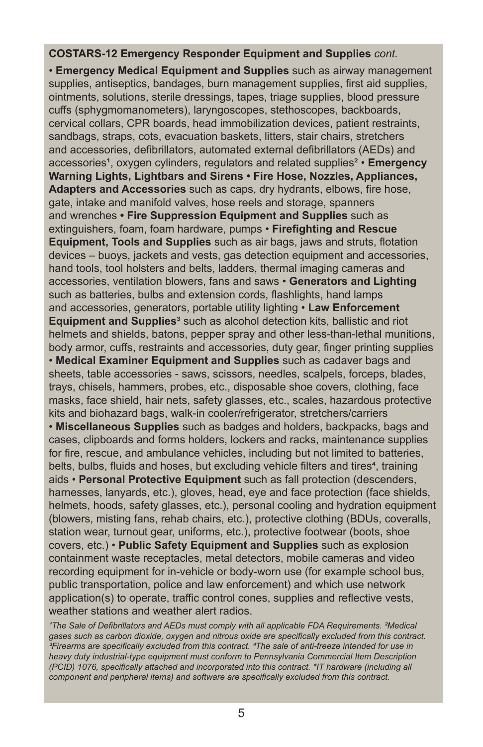**COSTARS-12 Emergency Responder Equipment and Supplies** *cont.*

• **Emergency Medical Equipment and Supplies** such as airway management supplies, antiseptics, bandages, burn management supplies, first aid supplies, ointments, solutions, sterile dressings, tapes, triage supplies, blood pressure cuffs (sphygmomanometers), laryngoscopes, stethoscopes, backboards, cervical collars, CPR boards, head immobilization devices, patient restraints, sandbags, straps, cots, evacuation baskets, litters, stair chairs, stretchers and accessories, defibrillators, automated external defibrillators (AEDs) and accessories[1], oxygen cylinders, regulators and related supplies[2] • **Emergency Warning Lights, Lightbars and Sirens • Fire Hose, Nozzles, Appliances, Adapters and Accessories** such as caps, dry hydrants, elbows, fire hose, gate, intake and manifold valves, hose reels and storage, spanners and wrenches **• Fire Suppression Equipment and Supplies** such as extinguishers, foam, foam hardware, pumps • **Firefighting and Rescue Equipment, Tools and Supplies** such as air bags, jaws and struts, flotation devices – buoys, jackets and vests, gas detection equipment and accessories, hand tools, tool holsters and belts, ladders, thermal imaging cameras and accessories, ventilation blowers, fans and saws • **Generators and Lighting** such as batteries, bulbs and extension cords, flashlights, hand lamps and accessories, generators, portable utility lighting • **Law Enforcement Equipment and Supplies**[3] such as alcohol detection kits, ballistic and riot helmets and shields, batons, pepper spray and other less-than-lethal munitions, body armor, cuffs, restraints and accessories, duty gear, finger printing supplies • **Medical Examiner Equipment and Supplies** such as cadaver bags and sheets, table accessories - saws, scissors, needles, scalpels, forceps, blades, trays, chisels, hammers, probes, etc., disposable shoe covers, clothing, face masks, face shield, hair nets, safety glasses, etc., scales, hazardous protective kits and biohazard bags, walk-in cooler/refrigerator, stretchers/carriers • **Miscellaneous Supplies** such as badges and holders, backpacks, bags and cases, clipboards and forms holders, lockers and racks, maintenance supplies for fire, rescue, and ambulance vehicles, including but not limited to batteries, belts, bulbs, fluids and hoses, but excluding vehicle filters and tires[4], training aids • **Personal Protective Equipment** such as fall protection (descenders, harnesses, lanyards, etc.), gloves, head, eye and face protection (face shields, helmets, hoods, safety glasses, etc.), personal cooling and hydration equipment (blowers, misting fans, rehab chairs, etc.), protective clothing (BDUs, coveralls, station wear, turnout gear, uniforms, etc.), protective footwear (boots, shoe covers, etc.) • **Public Safety Equipment and Supplies** such as explosion containment waste receptacles, metal detectors, mobile cameras and video recording equipment for in-vehicle or body-worn use (for example school bus, public transportation, police and law enforcement) and which use network application(s) to operate, traffic control cones, supplies and reflective vests, weather stations and weather alert radios.

*[1]The Sale of Defibrillators and AEDs must comply with all applicable FDA Requirements. [2]Medical gases such as carbon dioxide, oxygen and nitrous oxide are specifically excluded from this contract. [3]Firearms are specifically excluded from this contract. [4]The sale of anti-freeze intended for use in heavy duty industrial-type equipment must conform to Pennsylvania Commercial Item Description (PCID) 1076, specifically attached and incorporated into this contract. *IT hardware (including all component and peripheral items) and software are specifically excluded from this contract.*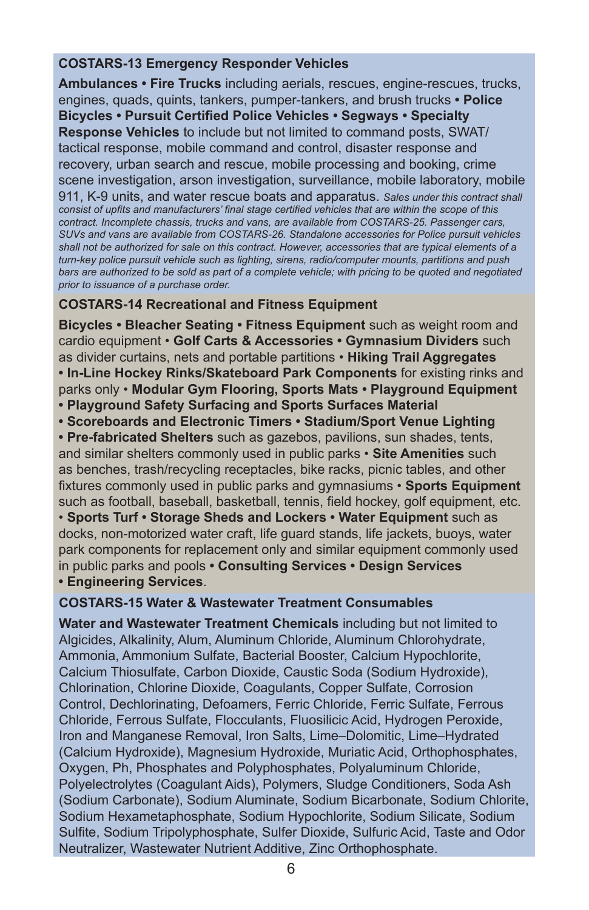### COSTARS-13 Emergency Responder Vehicles

**Ambulances • Fire Trucks** including aerials, rescues, engine-rescues, trucks, engines, quads, quints, tankers, pumper-tankers, and brush trucks **• Police Bicycles • Pursuit Certified Police Vehicles • Segways • Specialty Response Vehicles** to include but not limited to command posts, SWAT/tactical response, mobile command and control, disaster response and recovery, urban search and rescue, mobile processing and booking, crime scene investigation, arson investigation, surveillance, mobile laboratory, mobile 911, K-9 units, and water rescue boats and apparatus. *Sales under this contract shall consist of upfits and manufacturers' final stage certified vehicles that are within the scope of this contract. Incomplete chassis, trucks and vans, are available from COSTARS-25. Passenger cars, SUVs and vans are available from COSTARS-26. Standalone accessories for Police pursuit vehicles shall not be authorized for sale on this contract. However, accessories that are typical elements of a turn-key police pursuit vehicle such as lighting, sirens, radio/computer mounts, partitions and push bars are authorized to be sold as part of a complete vehicle; with pricing to be quoted and negotiated prior to issuance of a purchase order.*

### COSTARS-14 Recreational and Fitness Equipment

**Bicycles • Bleacher Seating • Fitness Equipment** such as weight room and cardio equipment • **Golf Carts & Accessories • Gymnasium Dividers** such as divider curtains, nets and portable partitions • **Hiking Trail Aggregates • In-Line Hockey Rinks/Skateboard Park Components** for existing rinks and parks only • **Modular Gym Flooring, Sports Mats • Playground Equipment • Playground Safety Surfacing and Sports Surfaces Material • Scoreboards and Electronic Timers • Stadium/Sport Venue Lighting • Pre-fabricated Shelters** such as gazebos, pavilions, sun shades, tents, and similar shelters commonly used in public parks • **Site Amenities** such as benches, trash/recycling receptacles, bike racks, picnic tables, and other fixtures commonly used in public parks and gymnasiums • **Sports Equipment** such as football, baseball, basketball, tennis, field hockey, golf equipment, etc. • **Sports Turf • Storage Sheds and Lockers • Water Equipment** such as docks, non-motorized water craft, life guard stands, life jackets, buoys, water park components for replacement only and similar equipment commonly used in public parks and pools **• Consulting Services • Design Services • Engineering Services**.

### COSTARS-15 Water & Wastewater Treatment Consumables

**Water and Wastewater Treatment Chemicals** including but not limited to Algicides, Alkalinity, Alum, Aluminum Chloride, Aluminum Chlorohydrate, Ammonia, Ammonium Sulfate, Bacterial Booster, Calcium Hypochlorite, Calcium Thiosulfate, Carbon Dioxide, Caustic Soda (Sodium Hydroxide), Chlorination, Chlorine Dioxide, Coagulants, Copper Sulfate, Corrosion Control, Dechlorinating, Defoamers, Ferric Chloride, Ferric Sulfate, Ferrous Chloride, Ferrous Sulfate, Flocculants, Fluosilicic Acid, Hydrogen Peroxide, Iron and Manganese Removal, Iron Salts, Lime–Dolomitic, Lime–Hydrated (Calcium Hydroxide), Magnesium Hydroxide, Muriatic Acid, Orthophosphates, Oxygen, Ph, Phosphates and Polyphosphates, Polyaluminum Chloride, Polyelectrolytes (Coagulant Aids), Polymers, Sludge Conditioners, Soda Ash (Sodium Carbonate), Sodium Aluminate, Sodium Bicarbonate, Sodium Chlorite, Sodium Hexametaphosphate, Sodium Hypochlorite, Sodium Silicate, Sodium Sulfite, Sodium Tripolyphosphate, Sulfer Dioxide, Sulfuric Acid, Taste and Odor Neutralizer, Wastewater Nutrient Additive, Zinc Orthophosphate.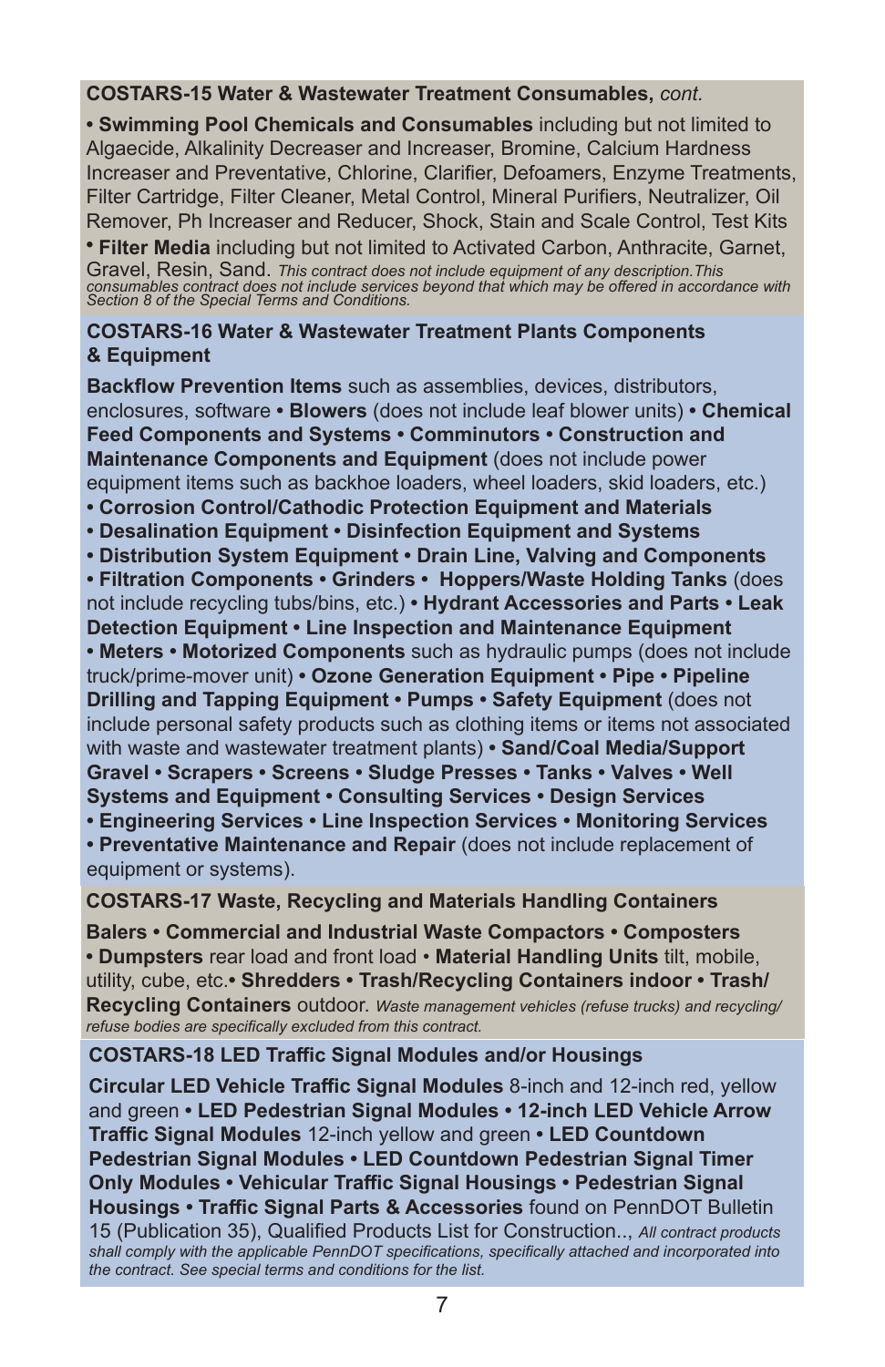## COSTARS-15 Water & Wastewater Treatment Consumables, *cont.*

• **Swimming Pool Chemicals and Consumables** including but not limited to Algaecide, Alkalinity Decreaser and Increaser, Bromine, Calcium Hardness Increaser and Preventative, Chlorine, Clarifier, Defoamers, Enzyme Treatments, Filter Cartridge, Filter Cleaner, Metal Control, Mineral Purifiers, Neutralizer, Oil Remover, Ph Increaser and Reducer, Shock, Stain and Scale Control, Test Kits

• **Filter Media** including but not limited to Activated Carbon, Anthracite, Garnet, Gravel, Resin, Sand. *This contract does not include equipment of any description.This consumables contract does not include services beyond that which may be offered in accordance with Section 8 of the Special Terms and Conditions.*

## COSTARS-16 Water & Wastewater Treatment Plants Components & Equipment

**Backflow Prevention Items** such as assemblies, devices, distributors, enclosures, software • **Blowers** (does not include leaf blower units) • **Chemical Feed Components and Systems** • **Comminutors** • **Construction and Maintenance Components and Equipment** (does not include power equipment items such as backhoe loaders, wheel loaders, skid loaders, etc.) • **Corrosion Control/Cathodic Protection Equipment and Materials** • **Desalination Equipment** • **Disinfection Equipment and Systems** • **Distribution System Equipment** • **Drain Line, Valving and Components** • **Filtration Components** • **Grinders** • **Hoppers/Waste Holding Tanks** (does not include recycling tubs/bins, etc.) • **Hydrant Accessories and Parts** • **Leak Detection Equipment** • **Line Inspection and Maintenance Equipment** • **Meters** • **Motorized Components** such as hydraulic pumps (does not include truck/prime-mover unit) • **Ozone Generation Equipment** • **Pipe** • **Pipeline Drilling and Tapping Equipment** • **Pumps** • **Safety Equipment** (does not include personal safety products such as clothing items or items not associated with waste and wastewater treatment plants) • **Sand/Coal Media/Support Gravel** • **Scrapers** • **Screens** • **Sludge Presses** • **Tanks** • **Valves** • **Well Systems and Equipment** • **Consulting Services** • **Design Services** • **Engineering Services** • **Line Inspection Services** • **Monitoring Services** • **Preventative Maintenance and Repair** (does not include replacement of equipment or systems).

## COSTARS-17 Waste, Recycling and Materials Handling Containers

**Balers** • **Commercial and Industrial Waste Compactors** • **Composters** • **Dumpsters** rear load and front load • **Material Handling Units** tilt, mobile, utility, cube, etc.• **Shredders** • **Trash/Recycling Containers indoor** • **Trash/Recycling Containers** outdoor. *Waste management vehicles (refuse trucks) and recycling/refuse bodies are specifically excluded from this contract.*

## COSTARS-18 LED Traffic Signal Modules and/or Housings

**Circular LED Vehicle Traffic Signal Modules** 8-inch and 12-inch red, yellow and green • **LED Pedestrian Signal Modules** • **12-inch LED Vehicle Arrow Traffic Signal Modules** 12-inch yellow and green • **LED Countdown Pedestrian Signal Modules** • **LED Countdown Pedestrian Signal Timer Only Modules** • **Vehicular Traffic Signal Housings** • **Pedestrian Signal Housings** • **Traffic Signal Parts & Accessories** found on PennDOT Bulletin 15 (Publication 35), Qualified Products List for Construction.., *All contract products shall comply with the applicable PennDOT specifications, specifically attached and incorporated into the contract. See special terms and conditions for the list.*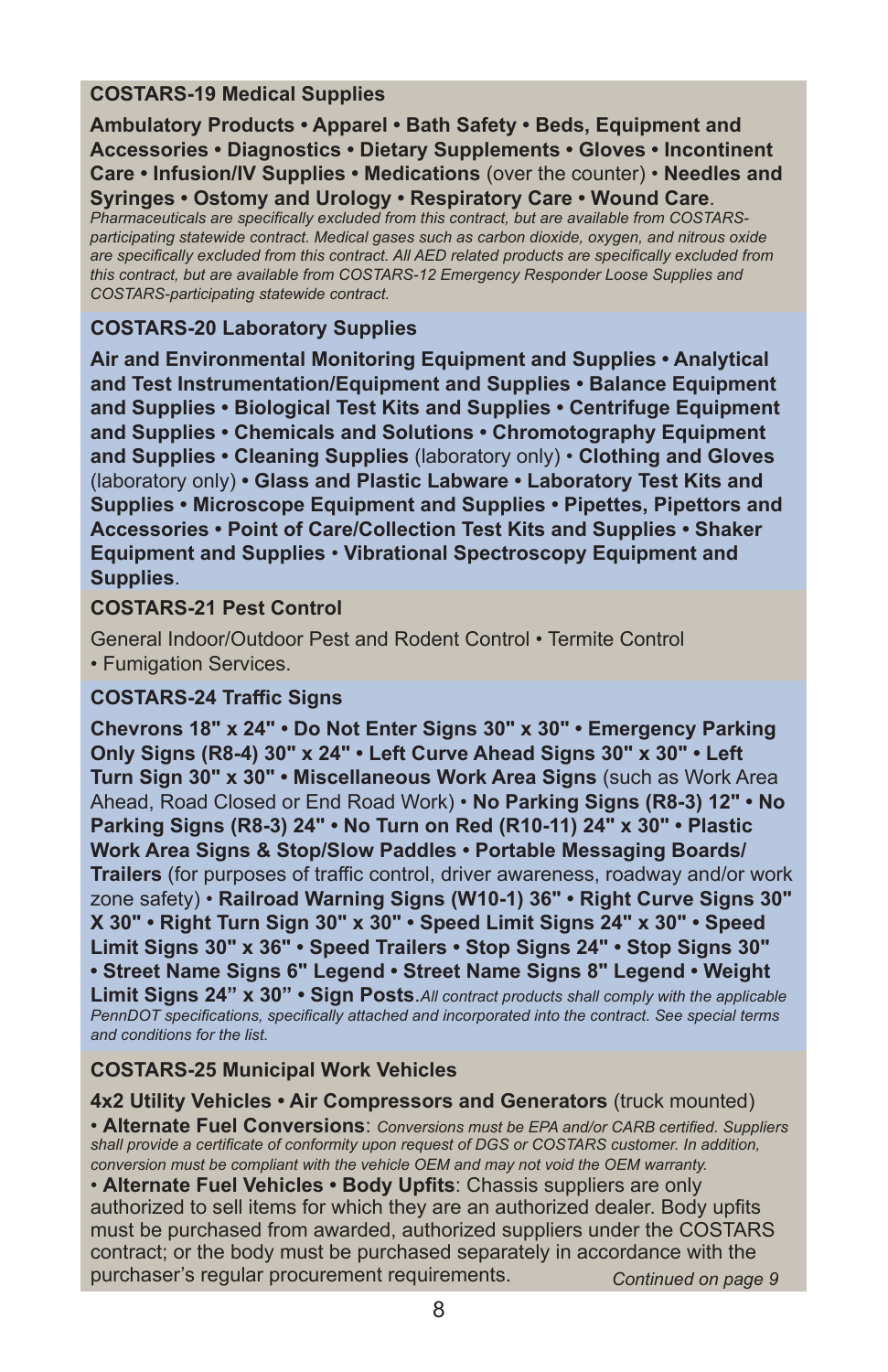### COSTARS-19 Medical Supplies

**Ambulatory Products • Apparel • Bath Safety • Beds, Equipment and Accessories • Diagnostics • Dietary Supplements • Gloves • Incontinent Care • Infusion/IV Supplies • Medications** (over the counter) • **Needles and Syringes • Ostomy and Urology • Respiratory Care • Wound Care**.
*Pharmaceuticals are specifically excluded from this contract, but are available from COSTARS-participating statewide contract. Medical gases such as carbon dioxide, oxygen, and nitrous oxide are specifically excluded from this contract. All AED related products are specifically excluded from this contract, but are available from COSTARS-12 Emergency Responder Loose Supplies and COSTARS-participating statewide contract.*

### COSTARS-20 Laboratory Supplies

**Air and Environmental Monitoring Equipment and Supplies • Analytical and Test Instrumentation/Equipment and Supplies • Balance Equipment and Supplies • Biological Test Kits and Supplies • Centrifuge Equipment and Supplies • Chemicals and Solutions • Chromotography Equipment and Supplies • Cleaning Supplies** (laboratory only) • **Clothing and Gloves** (laboratory only) **• Glass and Plastic Labware • Laboratory Test Kits and Supplies • Microscope Equipment and Supplies • Pipettes, Pipettors and Accessories • Point of Care/Collection Test Kits and Supplies • Shaker Equipment and Supplies** • **Vibrational Spectroscopy Equipment and Supplies**.

### COSTARS-21 Pest Control

General Indoor/Outdoor Pest and Rodent Control • Termite Control • Fumigation Services.

### COSTARS-24 Traffic Signs

**Chevrons 18" x 24" • Do Not Enter Signs 30" x 30" • Emergency Parking Only Signs (R8-4) 30" x 24" • Left Curve Ahead Signs 30" x 30" • Left Turn Sign 30" x 30" • Miscellaneous Work Area Signs** (such as Work Area Ahead, Road Closed or End Road Work) • **No Parking Signs (R8-3) 12" • No Parking Signs (R8-3) 24" • No Turn on Red (R10-11) 24" x 30" • Plastic Work Area Signs & Stop/Slow Paddles • Portable Messaging Boards/ Trailers** (for purposes of traffic control, driver awareness, roadway and/or work zone safety) • **Railroad Warning Signs (W10-1) 36" • Right Curve Signs 30" X 30" • Right Turn Sign 30" x 30" • Speed Limit Signs 24" x 30" • Speed Limit Signs 30" x 36" • Speed Trailers • Stop Signs 24" • Stop Signs 30" • Street Name Signs 6" Legend • Street Name Signs 8" Legend • Weight Limit Signs 24" x 30" • Sign Posts**.*All contract products shall comply with the applicable PennDOT specifications, specifically attached and incorporated into the contract. See special terms and conditions for the list.*

### COSTARS-25 Municipal Work Vehicles

**4x2 Utility Vehicles • Air Compressors and Generators** (truck mounted) • **Alternate Fuel Conversions**: *Conversions must be EPA and/or CARB certified. Suppliers shall provide a certificate of conformity upon request of DGS or COSTARS customer. In addition, conversion must be compliant with the vehicle OEM and may not void the OEM warranty.*
• **Alternate Fuel Vehicles • Body Upfits**: Chassis suppliers are only authorized to sell items for which they are an authorized dealer. Body upfits must be purchased from awarded, authorized suppliers under the COSTARS contract; or the body must be purchased separately in accordance with the purchaser's regular procurement requirements.

*Continued on page 9*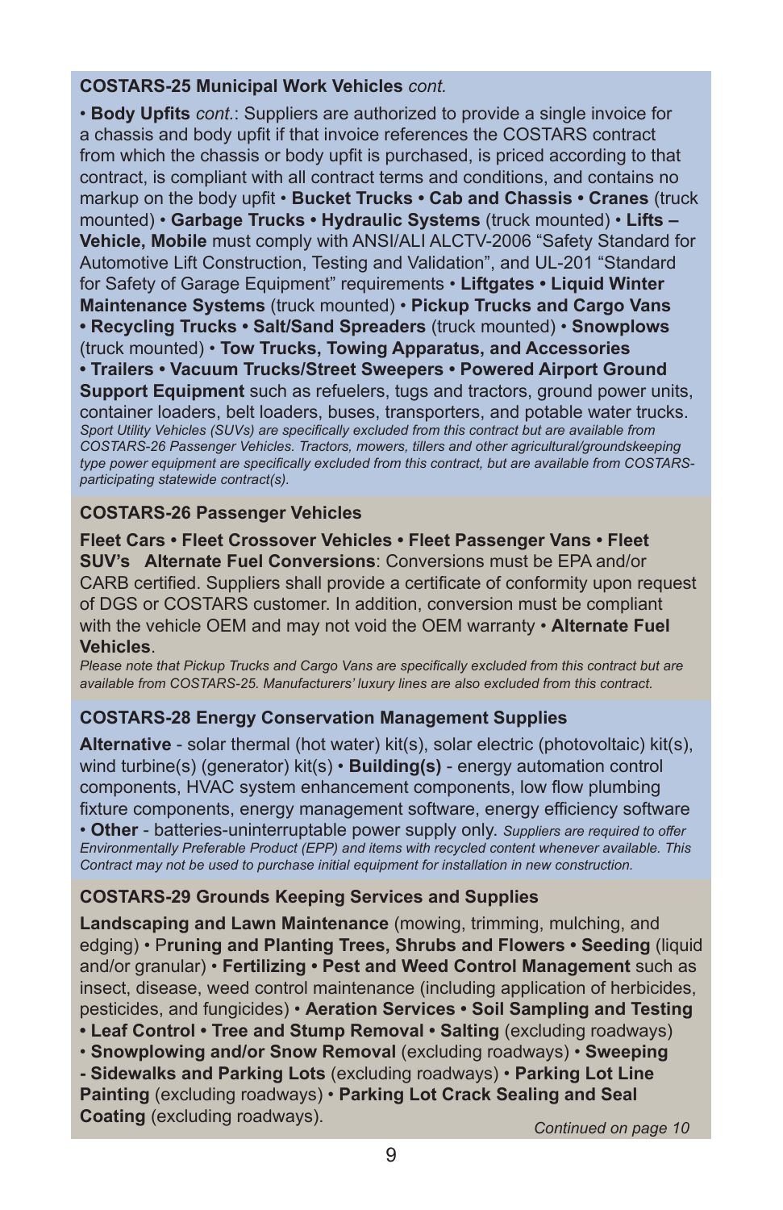## COSTARS-25 Municipal Work Vehicles *cont.*

• **Body Upfits** *cont.*: Suppliers are authorized to provide a single invoice for a chassis and body upfit if that invoice references the COSTARS contract from which the chassis or body upfit is purchased, is priced according to that contract, is compliant with all contract terms and conditions, and contains no markup on the body upfit • **Bucket Trucks • Cab and Chassis • Cranes** (truck mounted) • **Garbage Trucks • Hydraulic Systems** (truck mounted) • **Lifts – Vehicle, Mobile** must comply with ANSI/ALI ALCTV-2006 "Safety Standard for Automotive Lift Construction, Testing and Validation", and UL-201 "Standard for Safety of Garage Equipment" requirements • **Liftgates • Liquid Winter Maintenance Systems** (truck mounted) • **Pickup Trucks and Cargo Vans • Recycling Trucks • Salt/Sand Spreaders** (truck mounted) • **Snowplows** (truck mounted) • **Tow Trucks, Towing Apparatus, and Accessories • Trailers • Vacuum Trucks/Street Sweepers • Powered Airport Ground Support Equipment** such as refuelers, tugs and tractors, ground power units, container loaders, belt loaders, buses, transporters, and potable water trucks. *Sport Utility Vehicles (SUVs) are specifically excluded from this contract but are available from COSTARS-26 Passenger Vehicles. Tractors, mowers, tillers and other agricultural/groundskeeping type power equipment are specifically excluded from this contract, but are available from COSTARS-participating statewide contract(s).*

## COSTARS-26 Passenger Vehicles

**Fleet Cars • Fleet Crossover Vehicles • Fleet Passenger Vans • Fleet SUV's Alternate Fuel Conversions**: Conversions must be EPA and/or CARB certified. Suppliers shall provide a certificate of conformity upon request of DGS or COSTARS customer. In addition, conversion must be compliant with the vehicle OEM and may not void the OEM warranty • **Alternate Fuel Vehicles**.

*Please note that Pickup Trucks and Cargo Vans are specifically excluded from this contract but are available from COSTARS-25. Manufacturers' luxury lines are also excluded from this contract.*

## COSTARS-28 Energy Conservation Management Supplies

**Alternative** - solar thermal (hot water) kit(s), solar electric (photovoltaic) kit(s), wind turbine(s) (generator) kit(s) • **Building(s)** - energy automation control components, HVAC system enhancement components, low flow plumbing fixture components, energy management software, energy efficiency software • **Other** - batteries-uninterruptable power supply only. *Suppliers are required to offer Environmentally Preferable Product (EPP) and items with recycled content whenever available. This Contract may not be used to purchase initial equipment for installation in new construction.*

## COSTARS-29 Grounds Keeping Services and Supplies

**Landscaping and Lawn Maintenance** (mowing, trimming, mulching, and edging) • P**runing and Planting Trees, Shrubs and Flowers • Seeding** (liquid and/or granular) • **Fertilizing • Pest and Weed Control Management** such as insect, disease, weed control maintenance (including application of herbicides, pesticides, and fungicides) • **Aeration Services • Soil Sampling and Testing • Leaf Control • Tree and Stump Removal • Salting** (excluding roadways) • **Snowplowing and/or Snow Removal** (excluding roadways) • **Sweeping - Sidewalks and Parking Lots** (excluding roadways) • **Parking Lot Line Painting** (excluding roadways) • **Parking Lot Crack Sealing and Seal Coating** (excluding roadways).

*Continued on page 10*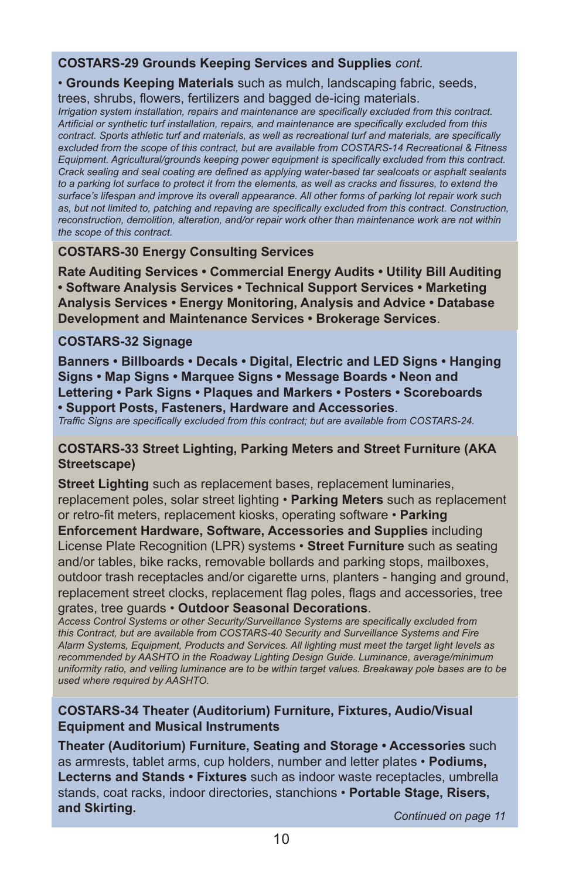## COSTARS-29 Grounds Keeping Services and Supplies *cont.*

• **Grounds Keeping Materials** such as mulch, landscaping fabric, seeds, trees, shrubs, flowers, fertilizers and bagged de-icing materials.

*Irrigation system installation, repairs and maintenance are specifically excluded from this contract. Artificial or synthetic turf installation, repairs, and maintenance are specifically excluded from this contract. Sports athletic turf and materials, as well as recreational turf and materials, are specifically excluded from the scope of this contract, but are available from COSTARS-14 Recreational & Fitness Equipment. Agricultural/grounds keeping power equipment is specifically excluded from this contract. Crack sealing and seal coating are defined as applying water-based tar sealcoats or asphalt sealants to a parking lot surface to protect it from the elements, as well as cracks and fissures, to extend the surface's lifespan and improve its overall appearance. All other forms of parking lot repair work such as, but not limited to, patching and repaving are specifically excluded from this contract. Construction, reconstruction, demolition, alteration, and/or repair work other than maintenance work are not within the scope of this contract.*

## COSTARS-30 Energy Consulting Services

**Rate Auditing Services • Commercial Energy Audits • Utility Bill Auditing • Software Analysis Services • Technical Support Services • Marketing Analysis Services • Energy Monitoring, Analysis and Advice • Database Development and Maintenance Services • Brokerage Services**.

## COSTARS-32 Signage

**Banners • Billboards • Decals • Digital, Electric and LED Signs • Hanging Signs • Map Signs • Marquee Signs • Message Boards • Neon and Lettering • Park Signs • Plaques and Markers • Posters • Scoreboards • Support Posts, Fasteners, Hardware and Accessories**.

*Traffic Signs are specifically excluded from this contract; but are available from COSTARS-24.*

## COSTARS-33 Street Lighting, Parking Meters and Street Furniture (AKA Streetscape)

**Street Lighting** such as replacement bases, replacement luminaries, replacement poles, solar street lighting • **Parking Meters** such as replacement or retro-fit meters, replacement kiosks, operating software • **Parking Enforcement Hardware, Software, Accessories and Supplies** including License Plate Recognition (LPR) systems • **Street Furniture** such as seating and/or tables, bike racks, removable bollards and parking stops, mailboxes, outdoor trash receptacles and/or cigarette urns, planters - hanging and ground, replacement street clocks, replacement flag poles, flags and accessories, tree grates, tree guards • **Outdoor Seasonal Decorations**.

*Access Control Systems or other Security/Surveillance Systems are specifically excluded from this Contract, but are available from COSTARS-40 Security and Surveillance Systems and Fire Alarm Systems, Equipment, Products and Services. All lighting must meet the target light levels as recommended by AASHTO in the Roadway Lighting Design Guide. Luminance, average/minimum uniformity ratio, and veiling luminance are to be within target values. Breakaway pole bases are to be used where required by AASHTO.*

## COSTARS-34 Theater (Auditorium) Furniture, Fixtures, Audio/Visual Equipment and Musical Instruments

**Theater (Auditorium) Furniture, Seating and Storage • Accessories** such as armrests, tablet arms, cup holders, number and letter plates • **Podiums, Lecterns and Stands • Fixtures** such as indoor waste receptacles, umbrella stands, coat racks, indoor directories, stanchions • **Portable Stage, Risers, and Skirting.**

*Continued on page 11*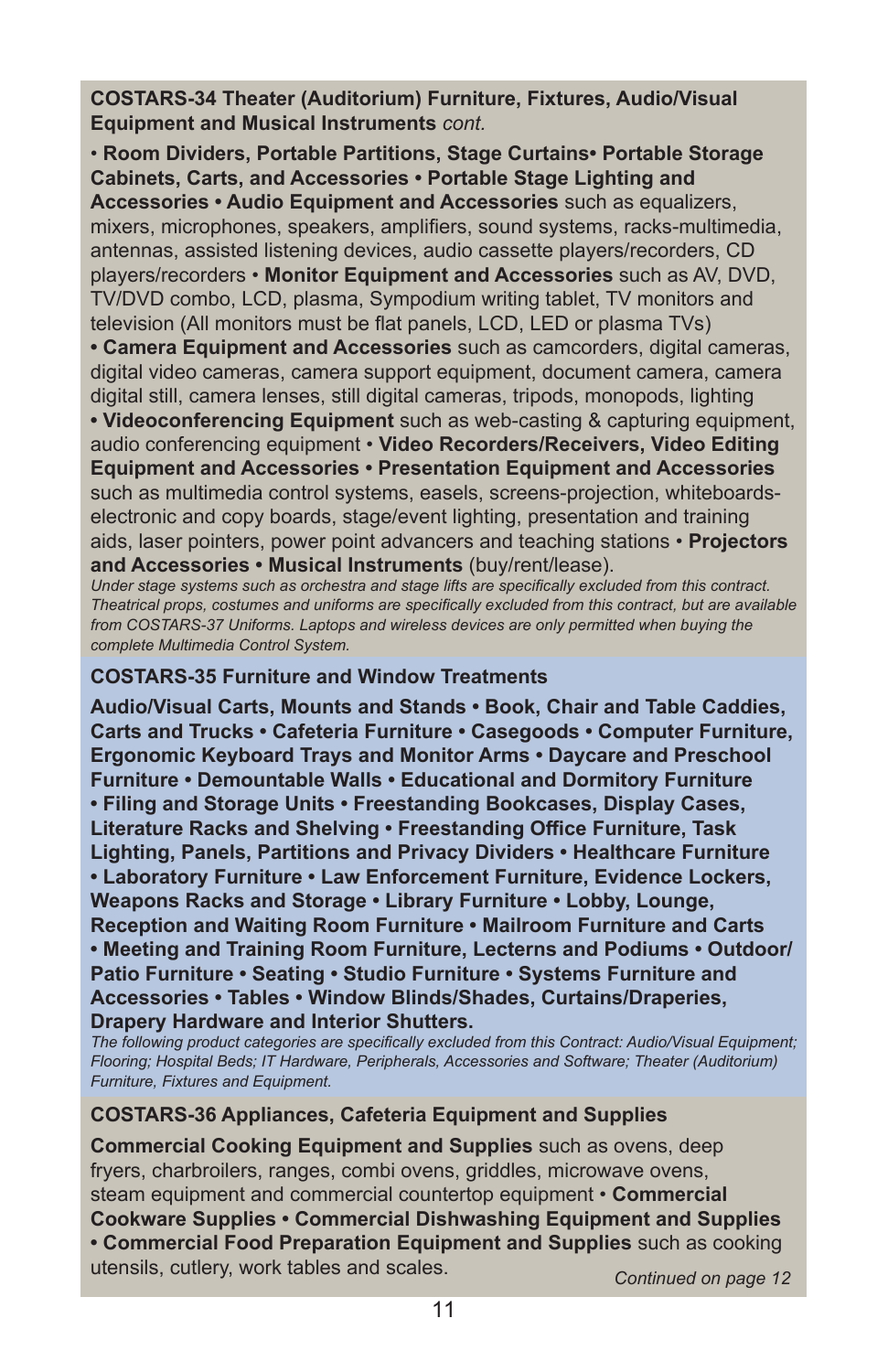## COSTARS-34 Theater (Auditorium) Furniture, Fixtures, Audio/Visual Equipment and Musical Instruments *cont.*

• **Room Dividers, Portable Partitions, Stage Curtains• Portable Storage Cabinets, Carts, and Accessories • Portable Stage Lighting and Accessories • Audio Equipment and Accessories** such as equalizers, mixers, microphones, speakers, amplifiers, sound systems, racks-multimedia, antennas, assisted listening devices, audio cassette players/recorders, CD players/recorders • **Monitor Equipment and Accessories** such as AV, DVD, TV/DVD combo, LCD, plasma, Sympodium writing tablet, TV monitors and television (All monitors must be flat panels, LCD, LED or plasma TVs) **• Camera Equipment and Accessories** such as camcorders, digital cameras, digital video cameras, camera support equipment, document camera, camera digital still, camera lenses, still digital cameras, tripods, monopods, lighting **• Videoconferencing Equipment** such as web-casting & capturing equipment, audio conferencing equipment • **Video Recorders/Receivers, Video Editing Equipment and Accessories • Presentation Equipment and Accessories** such as multimedia control systems, easels, screens-projection, whiteboards-electronic and copy boards, stage/event lighting, presentation and training aids, laser pointers, power point advancers and teaching stations • **Projectors and Accessories • Musical Instruments** (buy/rent/lease).

*Under stage systems such as orchestra and stage lifts are specifically excluded from this contract. Theatrical props, costumes and uniforms are specifically excluded from this contract, but are available from COSTARS-37 Uniforms. Laptops and wireless devices are only permitted when buying the complete Multimedia Control System.*

## COSTARS-35 Furniture and Window Treatments

**Audio/Visual Carts, Mounts and Stands • Book, Chair and Table Caddies, Carts and Trucks • Cafeteria Furniture • Casegoods • Computer Furniture, Ergonomic Keyboard Trays and Monitor Arms • Daycare and Preschool Furniture • Demountable Walls • Educational and Dormitory Furniture • Filing and Storage Units • Freestanding Bookcases, Display Cases, Literature Racks and Shelving • Freestanding Office Furniture, Task Lighting, Panels, Partitions and Privacy Dividers • Healthcare Furniture • Laboratory Furniture • Law Enforcement Furniture, Evidence Lockers, Weapons Racks and Storage • Library Furniture • Lobby, Lounge, Reception and Waiting Room Furniture • Mailroom Furniture and Carts • Meeting and Training Room Furniture, Lecterns and Podiums • Outdoor/ Patio Furniture • Seating • Studio Furniture • Systems Furniture and Accessories • Tables • Window Blinds/Shades, Curtains/Draperies, Drapery Hardware and Interior Shutters.**

*The following product categories are specifically excluded from this Contract: Audio/Visual Equipment; Flooring; Hospital Beds; IT Hardware, Peripherals, Accessories and Software; Theater (Auditorium) Furniture, Fixtures and Equipment.*

## COSTARS-36 Appliances, Cafeteria Equipment and Supplies

**Commercial Cooking Equipment and Supplies** such as ovens, deep fryers, charbroilers, ranges, combi ovens, griddles, microwave ovens, steam equipment and commercial countertop equipment • **Commercial Cookware Supplies • Commercial Dishwashing Equipment and Supplies • Commercial Food Preparation Equipment and Supplies** such as cooking utensils, cutlery, work tables and scales.

*Continued on page 12*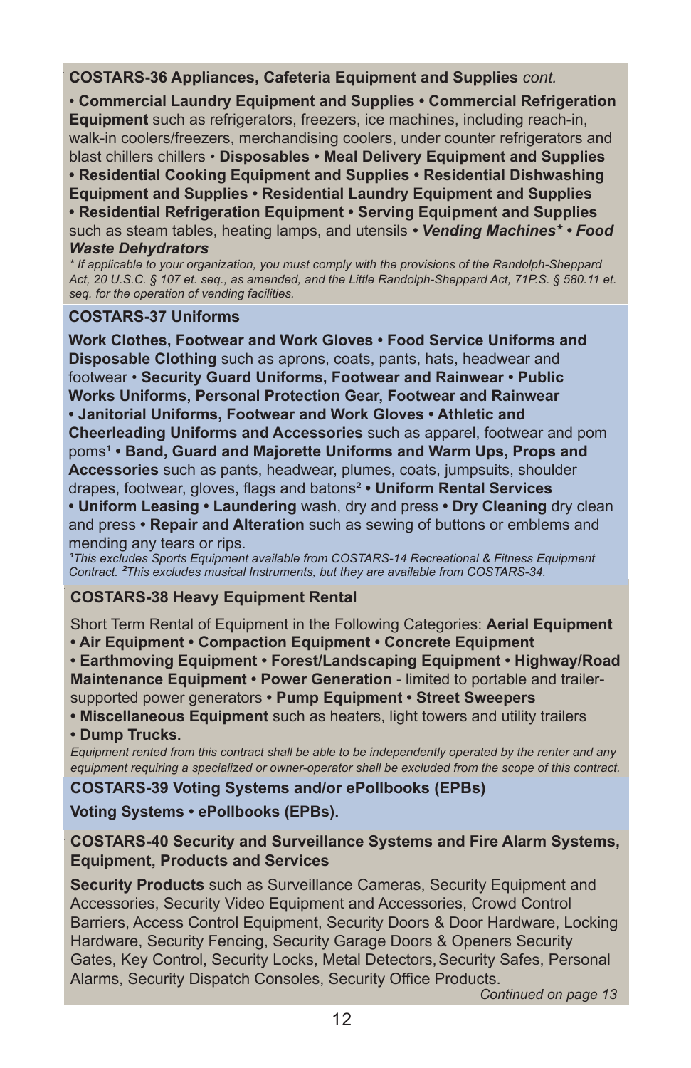## COSTARS-36 Appliances, Cafeteria Equipment and Supplies *cont.*

• **Commercial Laundry Equipment and Supplies** • **Commercial Refrigeration Equipment** such as refrigerators, freezers, ice machines, including reach-in, walk-in coolers/freezers, merchandising coolers, under counter refrigerators and blast chillers chillers • **Disposables** • **Meal Delivery Equipment and Supplies** • **Residential Cooking Equipment and Supplies** • **Residential Dishwashing Equipment and Supplies** • **Residential Laundry Equipment and Supplies** • **Residential Refrigeration Equipment** • **Serving Equipment and Supplies** such as steam tables, heating lamps, and utensils • ***Vending Machines**** • ***Food Waste Dehydrators***

*\* If applicable to your organization, you must comply with the provisions of the Randolph-Sheppard Act, 20 U.S.C. § 107 et. seq., as amended, and the Little Randolph-Sheppard Act, 71P.S. § 580.11 et. seq. for the operation of vending facilities.*

## COSTARS-37 Uniforms

**Work Clothes, Footwear and Work Gloves** • **Food Service Uniforms and Disposable Clothing** such as aprons, coats, pants, hats, headwear and footwear • **Security Guard Uniforms, Footwear and Rainwear** • **Public Works Uniforms, Personal Protection Gear, Footwear and Rainwear** • **Janitorial Uniforms, Footwear and Work Gloves** • **Athletic and Cheerleading Uniforms and Accessories** such as apparel, footwear and pom poms[1] • **Band, Guard and Majorette Uniforms and Warm Ups, Props and Accessories** such as pants, headwear, plumes, coats, jumpsuits, shoulder drapes, footwear, gloves, flags and batons[2] • **Uniform Rental Services** • **Uniform Leasing** • **Laundering** wash, dry and press • **Dry Cleaning** dry clean and press • **Repair and Alteration** such as sewing of buttons or emblems and mending any tears or rips.

*[1]This excludes Sports Equipment available from COSTARS-14 Recreational & Fitness Equipment Contract. [2]This excludes musical Instruments, but they are available from COSTARS-34.*

## COSTARS-38 Heavy Equipment Rental

Short Term Rental of Equipment in the Following Categories: **Aerial Equipment** • **Air Equipment** • **Compaction Equipment** • **Concrete Equipment** • **Earthmoving Equipment** • **Forest/Landscaping Equipment** • **Highway/Road Maintenance Equipment** • **Power Generation** - limited to portable and trailer-supported power generators • **Pump Equipment** • **Street Sweepers** • **Miscellaneous Equipment** such as heaters, light towers and utility trailers • **Dump Trucks.**

*Equipment rented from this contract shall be able to be independently operated by the renter and any equipment requiring a specialized or owner-operator shall be excluded from the scope of this contract.*

## COSTARS-39 Voting Systems and/or ePollbooks (EPBs)

**Voting Systems** • **ePollbooks (EPBs).**

## COSTARS-40 Security and Surveillance Systems and Fire Alarm Systems, Equipment, Products and Services

**Security Products** such as Surveillance Cameras, Security Equipment and Accessories, Security Video Equipment and Accessories, Crowd Control Barriers, Access Control Equipment, Security Doors & Door Hardware, Locking Hardware, Security Fencing, Security Garage Doors & Openers Security Gates, Key Control, Security Locks, Metal Detectors, Security Safes, Personal Alarms, Security Dispatch Consoles, Security Office Products.

*Continued on page 13*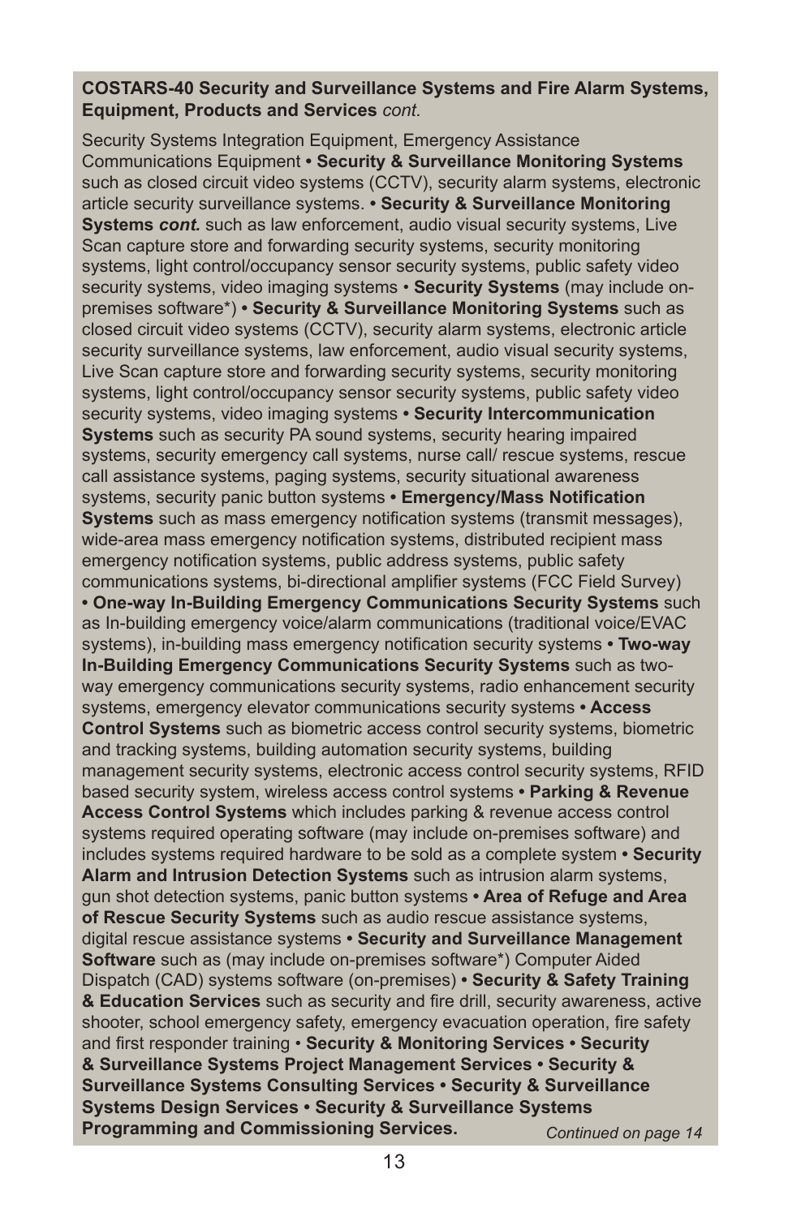**COSTARS-40 Security and Surveillance Systems and Fire Alarm Systems, Equipment, Products and Services** *cont.*

Security Systems Integration Equipment, Emergency Assistance Communications Equipment **• Security & Surveillance Monitoring Systems** such as closed circuit video systems (CCTV), security alarm systems, electronic article security surveillance systems. **• Security & Surveillance Monitoring Systems** ***cont.*** such as law enforcement, audio visual security systems, Live Scan capture store and forwarding security systems, security monitoring systems, light control/occupancy sensor security systems, public safety video security systems, video imaging systems • **Security Systems** (may include on-premises software*) **• Security & Surveillance Monitoring Systems** such as closed circuit video systems (CCTV), security alarm systems, electronic article security surveillance systems, law enforcement, audio visual security systems, Live Scan capture store and forwarding security systems, security monitoring systems, light control/occupancy sensor security systems, public safety video security systems, video imaging systems **• Security Intercommunication Systems** such as security PA sound systems, security hearing impaired systems, security emergency call systems, nurse call/ rescue systems, rescue call assistance systems, paging systems, security situational awareness systems, security panic button systems **• Emergency/Mass Notification Systems** such as mass emergency notification systems (transmit messages), wide-area mass emergency notification systems, distributed recipient mass emergency notification systems, public address systems, public safety communications systems, bi-directional amplifier systems (FCC Field Survey) **• One-way In-Building Emergency Communications Security Systems** such as In-building emergency voice/alarm communications (traditional voice/EVAC systems), in-building mass emergency notification security systems **• Two-way In-Building Emergency Communications Security Systems** such as two-way emergency communications security systems, radio enhancement security systems, emergency elevator communications security systems **• Access Control Systems** such as biometric access control security systems, biometric and tracking systems, building automation security systems, building management security systems, electronic access control security systems, RFID based security system, wireless access control systems **• Parking & Revenue Access Control Systems** which includes parking & revenue access control systems required operating software (may include on-premises software) and includes systems required hardware to be sold as a complete system **• Security Alarm and Intrusion Detection Systems** such as intrusion alarm systems, gun shot detection systems, panic button systems **• Area of Refuge and Area of Rescue Security Systems** such as audio rescue assistance systems, digital rescue assistance systems **• Security and Surveillance Management Software** such as (may include on-premises software*) Computer Aided Dispatch (CAD) systems software (on-premises) **• Security & Safety Training & Education Services** such as security and fire drill, security awareness, active shooter, school emergency safety, emergency evacuation operation, fire safety and first responder training • **Security & Monitoring Services • Security & Surveillance Systems Project Management Services • Security & Surveillance Systems Consulting Services • Security & Surveillance Systems Design Services • Security & Surveillance Systems Programming and Commissioning Services.**

*Continued on page 14*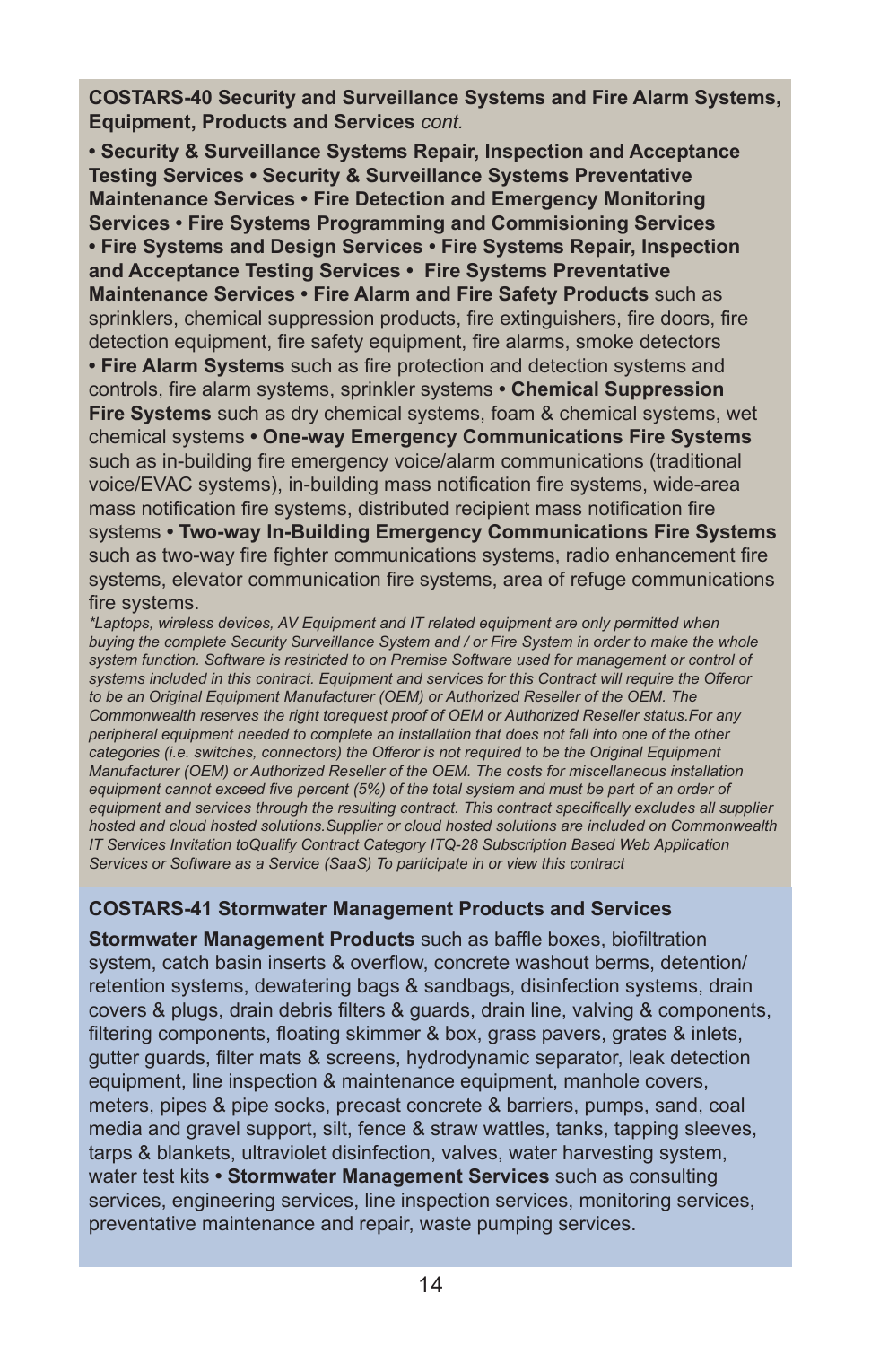**COSTARS-40 Security and Surveillance Systems and Fire Alarm Systems, Equipment, Products and Services** *cont.*

**• Security & Surveillance Systems Repair, Inspection and Acceptance Testing Services • Security & Surveillance Systems Preventative Maintenance Services • Fire Detection and Emergency Monitoring Services • Fire Systems Programming and Commisioning Services • Fire Systems and Design Services • Fire Systems Repair, Inspection and Acceptance Testing Services • Fire Systems Preventative Maintenance Services • Fire Alarm and Fire Safety Products** such as sprinklers, chemical suppression products, fire extinguishers, fire doors, fire detection equipment, fire safety equipment, fire alarms, smoke detectors **• Fire Alarm Systems** such as fire protection and detection systems and controls, fire alarm systems, sprinkler systems **• Chemical Suppression Fire Systems** such as dry chemical systems, foam & chemical systems, wet chemical systems **• One-way Emergency Communications Fire Systems** such as in-building fire emergency voice/alarm communications (traditional voice/EVAC systems), in-building mass notification fire systems, wide-area mass notification fire systems, distributed recipient mass notification fire systems **• Two-way In-Building Emergency Communications Fire Systems** such as two-way fire fighter communications systems, radio enhancement fire systems, elevator communication fire systems, area of refuge communications fire systems.

*\*Laptops, wireless devices, AV Equipment and IT related equipment are only permitted when buying the complete Security Surveillance System and / or Fire System in order to make the whole system function. Software is restricted to on Premise Software used for management or control of systems included in this contract. Equipment and services for this Contract will require the Offeror to be an Original Equipment Manufacturer (OEM) or Authorized Reseller of the OEM. The Commonwealth reserves the right torequest proof of OEM or Authorized Reseller status.For any peripheral equipment needed to complete an installation that does not fall into one of the other categories (i.e. switches, connectors) the Offeror is not required to be the Original Equipment Manufacturer (OEM) or Authorized Reseller of the OEM. The costs for miscellaneous installation equipment cannot exceed five percent (5%) of the total system and must be part of an order of equipment and services through the resulting contract. This contract specifically excludes all supplier hosted and cloud hosted solutions.Supplier or cloud hosted solutions are included on Commonwealth IT Services Invitation toQualify Contract Category ITQ-28 Subscription Based Web Application Services or Software as a Service (SaaS) To participate in or view this contract*

**COSTARS-41 Stormwater Management Products and Services**

**Stormwater Management Products** such as baffle boxes, biofiltration system, catch basin inserts & overflow, concrete washout berms, detention/retention systems, dewatering bags & sandbags, disinfection systems, drain covers & plugs, drain debris filters & guards, drain line, valving & components, filtering components, floating skimmer & box, grass pavers, grates & inlets, gutter guards, filter mats & screens, hydrodynamic separator, leak detection equipment, line inspection & maintenance equipment, manhole covers, meters, pipes & pipe socks, precast concrete & barriers, pumps, sand, coal media and gravel support, silt, fence & straw wattles, tanks, tapping sleeves, tarps & blankets, ultraviolet disinfection, valves, water harvesting system, water test kits **• Stormwater Management Services** such as consulting services, engineering services, line inspection services, monitoring services, preventative maintenance and repair, waste pumping services.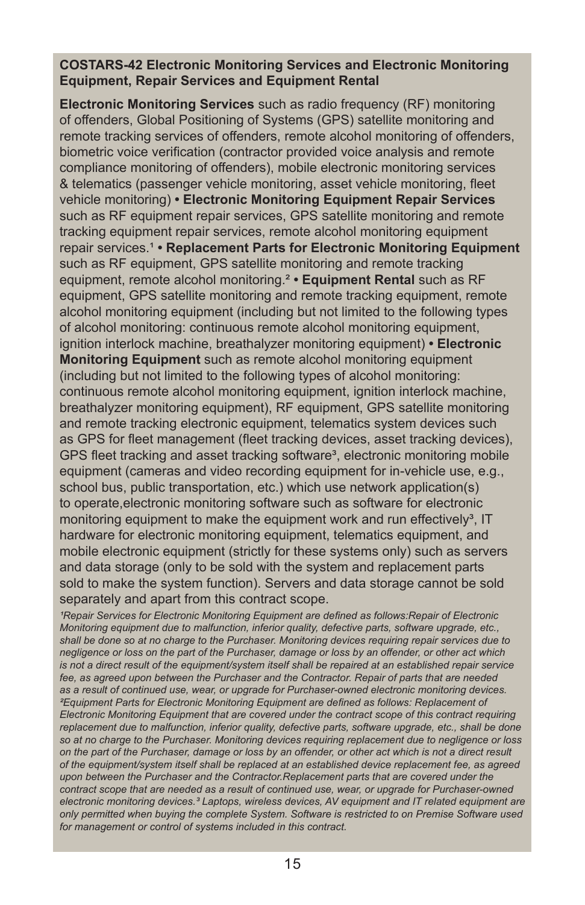**COSTARS-42 Electronic Monitoring Services and Electronic Monitoring Equipment, Repair Services and Equipment Rental**

**Electronic Monitoring Services** such as radio frequency (RF) monitoring of offenders, Global Positioning of Systems (GPS) satellite monitoring and remote tracking services of offenders, remote alcohol monitoring of offenders, biometric voice verification (contractor provided voice analysis and remote compliance monitoring of offenders), mobile electronic monitoring services & telematics (passenger vehicle monitoring, asset vehicle monitoring, fleet vehicle monitoring) **• Electronic Monitoring Equipment Repair Services** such as RF equipment repair services, GPS satellite monitoring and remote tracking equipment repair services, remote alcohol monitoring equipment repair services.[1] **• Replacement Parts for Electronic Monitoring Equipment** such as RF equipment, GPS satellite monitoring and remote tracking equipment, remote alcohol monitoring.[2] **• Equipment Rental** such as RF equipment, GPS satellite monitoring and remote tracking equipment, remote alcohol monitoring equipment (including but not limited to the following types of alcohol monitoring: continuous remote alcohol monitoring equipment, ignition interlock machine, breathalyzer monitoring equipment) **• Electronic Monitoring Equipment** such as remote alcohol monitoring equipment (including but not limited to the following types of alcohol monitoring: continuous remote alcohol monitoring equipment, ignition interlock machine, breathalyzer monitoring equipment), RF equipment, GPS satellite monitoring and remote tracking electronic equipment, telematics system devices such as GPS for fleet management (fleet tracking devices, asset tracking devices), GPS fleet tracking and asset tracking software[3], electronic monitoring mobile equipment (cameras and video recording equipment for in-vehicle use, e.g., school bus, public transportation, etc.) which use network application(s) to operate,electronic monitoring software such as software for electronic monitoring equipment to make the equipment work and run effectively[3], IT hardware for electronic monitoring equipment, telematics equipment, and mobile electronic equipment (strictly for these systems only) such as servers and data storage (only to be sold with the system and replacement parts sold to make the system function). Servers and data storage cannot be sold separately and apart from this contract scope.

*[1]Repair Services for Electronic Monitoring Equipment are defined as follows:Repair of Electronic Monitoring equipment due to malfunction, inferior quality, defective parts, software upgrade, etc., shall be done so at no charge to the Purchaser. Monitoring devices requiring repair services due to negligence or loss on the part of the Purchaser, damage or loss by an offender, or other act which is not a direct result of the equipment/system itself shall be repaired at an established repair service fee, as agreed upon between the Purchaser and the Contractor. Repair of parts that are needed as a result of continued use, wear, or upgrade for Purchaser-owned electronic monitoring devices. [2]Equipment Parts for Electronic Monitoring Equipment are defined as follows: Replacement of Electronic Monitoring Equipment that are covered under the contract scope of this contract requiring replacement due to malfunction, inferior quality, defective parts, software upgrade, etc., shall be done so at no charge to the Purchaser. Monitoring devices requiring replacement due to negligence or loss on the part of the Purchaser, damage or loss by an offender, or other act which is not a direct result of the equipment/system itself shall be replaced at an established device replacement fee, as agreed upon between the Purchaser and the Contractor.Replacement parts that are covered under the contract scope that are needed as a result of continued use, wear, or upgrade for Purchaser-owned electronic monitoring devices.[3] Laptops, wireless devices, AV equipment and IT related equipment are only permitted when buying the complete System. Software is restricted to on Premise Software used for management or control of systems included in this contract.*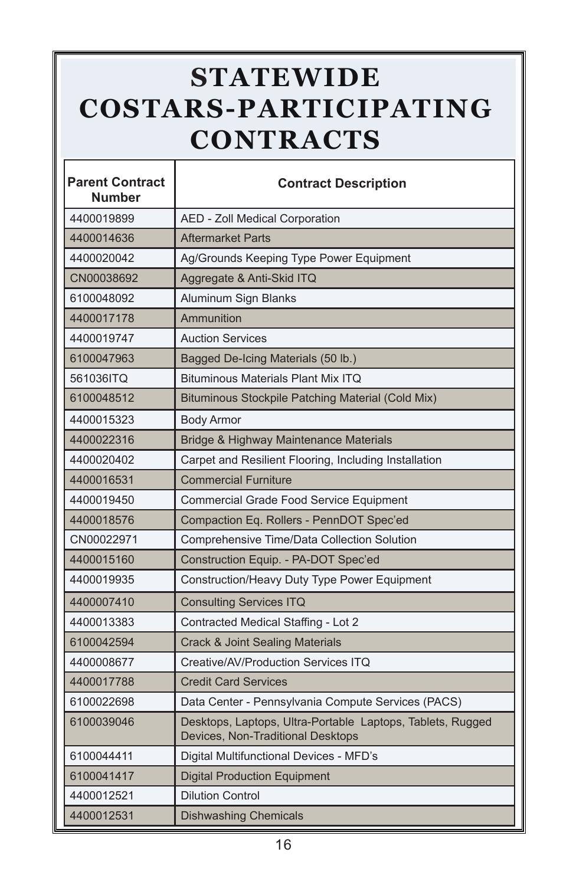# STATEWIDE COSTARS-PARTICIPATING CONTRACTS

| Parent Contract Number | Contract Description |
| --- | --- |
| 4400019899 | AED - Zoll Medical Corporation |
| 4400014636 | Aftermarket Parts |
| 4400020042 | Ag/Grounds Keeping Type Power Equipment |
| CN00038692 | Aggregate & Anti-Skid ITQ |
| 6100048092 | Aluminum Sign Blanks |
| 4400017178 | Ammunition |
| 4400019747 | Auction Services |
| 6100047963 | Bagged De-Icing Materials (50 lb.) |
| 561036ITQ | Bituminous Materials Plant Mix ITQ |
| 6100048512 | Bituminous Stockpile Patching Material (Cold Mix) |
| 4400015323 | Body Armor |
| 4400022316 | Bridge & Highway Maintenance Materials |
| 4400020402 | Carpet and Resilient Flooring, Including Installation |
| 4400016531 | Commercial Furniture |
| 4400019450 | Commercial Grade Food Service Equipment |
| 4400018576 | Compaction Eq. Rollers - PennDOT Spec'ed |
| CN00022971 | Comprehensive Time/Data Collection Solution |
| 4400015160 | Construction Equip. - PA-DOT Spec'ed |
| 4400019935 | Construction/Heavy Duty Type Power Equipment |
| 4400007410 | Consulting Services ITQ |
| 4400013383 | Contracted Medical Staffing - Lot 2 |
| 6100042594 | Crack & Joint Sealing Materials |
| 4400008677 | Creative/AV/Production Services ITQ |
| 4400017788 | Credit Card Services |
| 6100022698 | Data Center - Pennsylvania Compute Services (PACS) |
| 6100039046 | Desktops, Laptops, Ultra-Portable Laptops, Tablets, Rugged Devices, Non-Traditional Desktops |
| 6100044411 | Digital Multifunctional Devices - MFD's |
| 6100041417 | Digital Production Equipment |
| 4400012521 | Dilution Control |
| 4400012531 | Dishwashing Chemicals |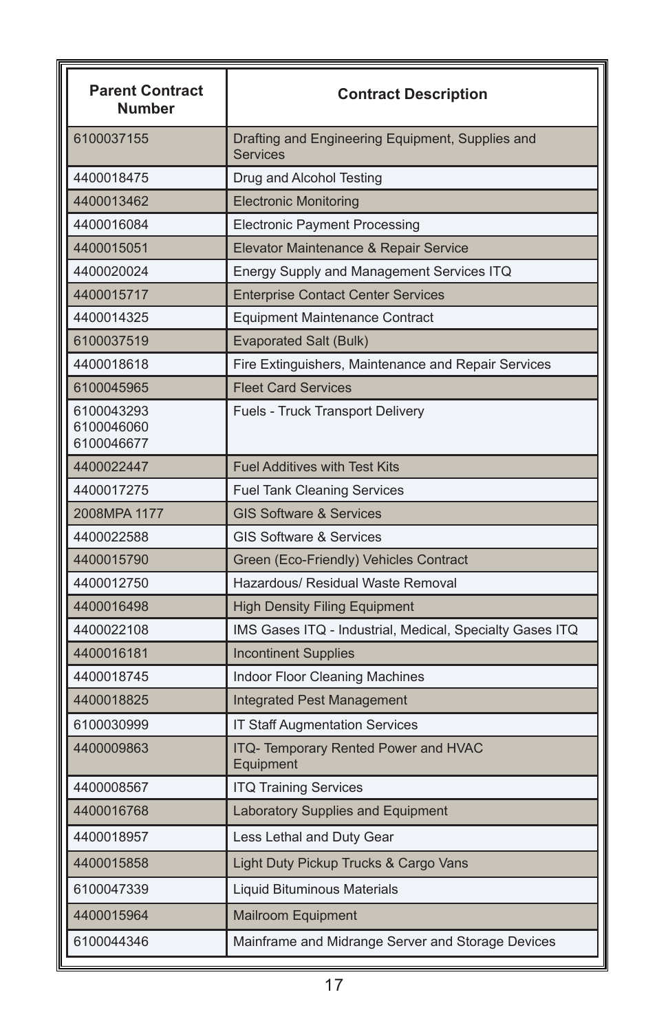| Parent Contract Number | Contract Description |
|---|---|
| 6100037155 | Drafting and Engineering Equipment, Supplies and Services |
| 4400018475 | Drug and Alcohol Testing |
| 4400013462 | Electronic Monitoring |
| 4400016084 | Electronic Payment Processing |
| 4400015051 | Elevator Maintenance & Repair Service |
| 4400020024 | Energy Supply and Management Services ITQ |
| 4400015717 | Enterprise Contact Center Services |
| 4400014325 | Equipment Maintenance Contract |
| 6100037519 | Evaporated Salt (Bulk) |
| 4400018618 | Fire Extinguishers, Maintenance and Repair Services |
| 6100045965 | Fleet Card Services |
| 6100043293<br>6100046060<br>6100046677 | Fuels - Truck Transport Delivery |
| 4400022447 | Fuel Additives with Test Kits |
| 4400017275 | Fuel Tank Cleaning Services |
| 2008MPA 1177 | GIS Software & Services |
| 4400022588 | GIS Software & Services |
| 4400015790 | Green (Eco-Friendly) Vehicles Contract |
| 4400012750 | Hazardous/ Residual Waste Removal |
| 4400016498 | High Density Filing Equipment |
| 4400022108 | IMS Gases ITQ - Industrial, Medical, Specialty Gases ITQ |
| 4400016181 | Incontinent Supplies |
| 4400018745 | Indoor Floor Cleaning Machines |
| 4400018825 | Integrated Pest Management |
| 6100030999 | IT Staff Augmentation Services |
| 4400009863 | ITQ- Temporary Rented Power and HVAC Equipment |
| 4400008567 | ITQ Training Services |
| 4400016768 | Laboratory Supplies and Equipment |
| 4400018957 | Less Lethal and Duty Gear |
| 4400015858 | Light Duty Pickup Trucks & Cargo Vans |
| 6100047339 | Liquid Bituminous Materials |
| 4400015964 | Mailroom Equipment |
| 6100044346 | Mainframe and Midrange Server and Storage Devices |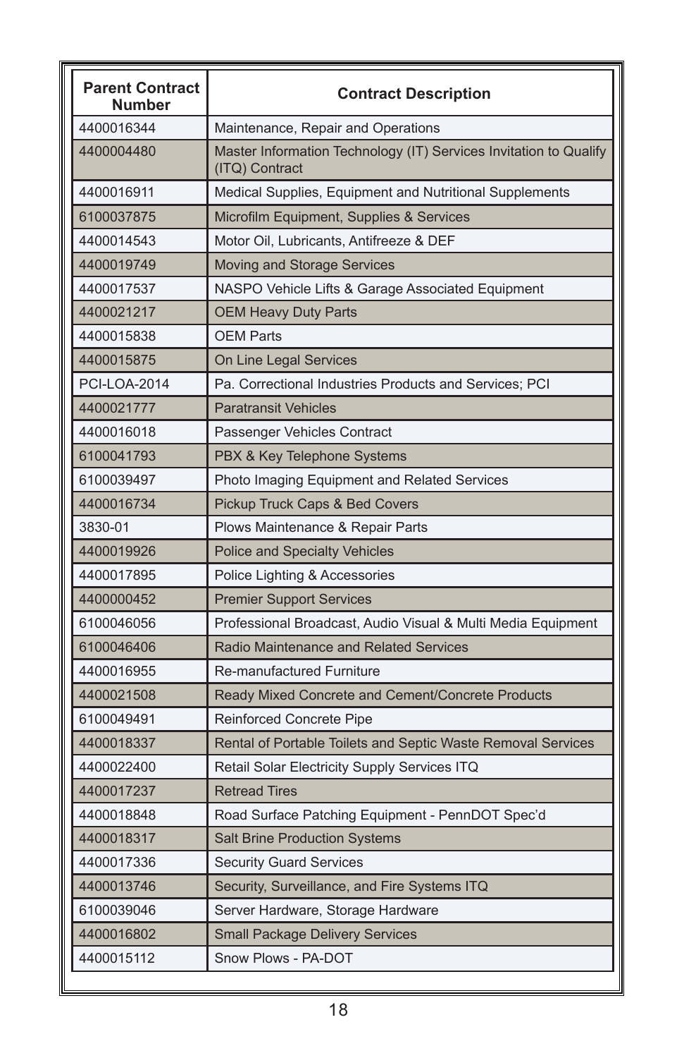| Parent Contract Number | Contract Description |
|---|---|
| 4400016344 | Maintenance, Repair and Operations |
| 4400004480 | Master Information Technology (IT) Services Invitation to Qualify (ITQ) Contract |
| 4400016911 | Medical Supplies, Equipment and Nutritional Supplements |
| 6100037875 | Microfilm Equipment, Supplies & Services |
| 4400014543 | Motor Oil, Lubricants, Antifreeze & DEF |
| 4400019749 | Moving and Storage Services |
| 4400017537 | NASPO Vehicle Lifts & Garage Associated Equipment |
| 4400021217 | OEM Heavy Duty Parts |
| 4400015838 | OEM Parts |
| 4400015875 | On Line Legal Services |
| PCI-LOA-2014 | Pa. Correctional Industries Products and Services; PCI |
| 4400021777 | Paratransit Vehicles |
| 4400016018 | Passenger Vehicles Contract |
| 6100041793 | PBX & Key Telephone Systems |
| 6100039497 | Photo Imaging Equipment and Related Services |
| 4400016734 | Pickup Truck Caps & Bed Covers |
| 3830-01 | Plows Maintenance & Repair Parts |
| 4400019926 | Police and Specialty Vehicles |
| 4400017895 | Police Lighting & Accessories |
| 4400000452 | Premier Support Services |
| 6100046056 | Professional Broadcast, Audio Visual & Multi Media Equipment |
| 6100046406 | Radio Maintenance and Related Services |
| 4400016955 | Re-manufactured Furniture |
| 4400021508 | Ready Mixed Concrete and Cement/Concrete Products |
| 6100049491 | Reinforced Concrete Pipe |
| 4400018337 | Rental of Portable Toilets and Septic Waste Removal Services |
| 4400022400 | Retail Solar Electricity Supply Services ITQ |
| 4400017237 | Retread Tires |
| 4400018848 | Road Surface Patching Equipment - PennDOT Spec'd |
| 4400018317 | Salt Brine Production Systems |
| 4400017336 | Security Guard Services |
| 4400013746 | Security, Surveillance, and Fire Systems ITQ |
| 6100039046 | Server Hardware, Storage Hardware |
| 4400016802 | Small Package Delivery Services |
| 4400015112 | Snow Plows - PA-DOT |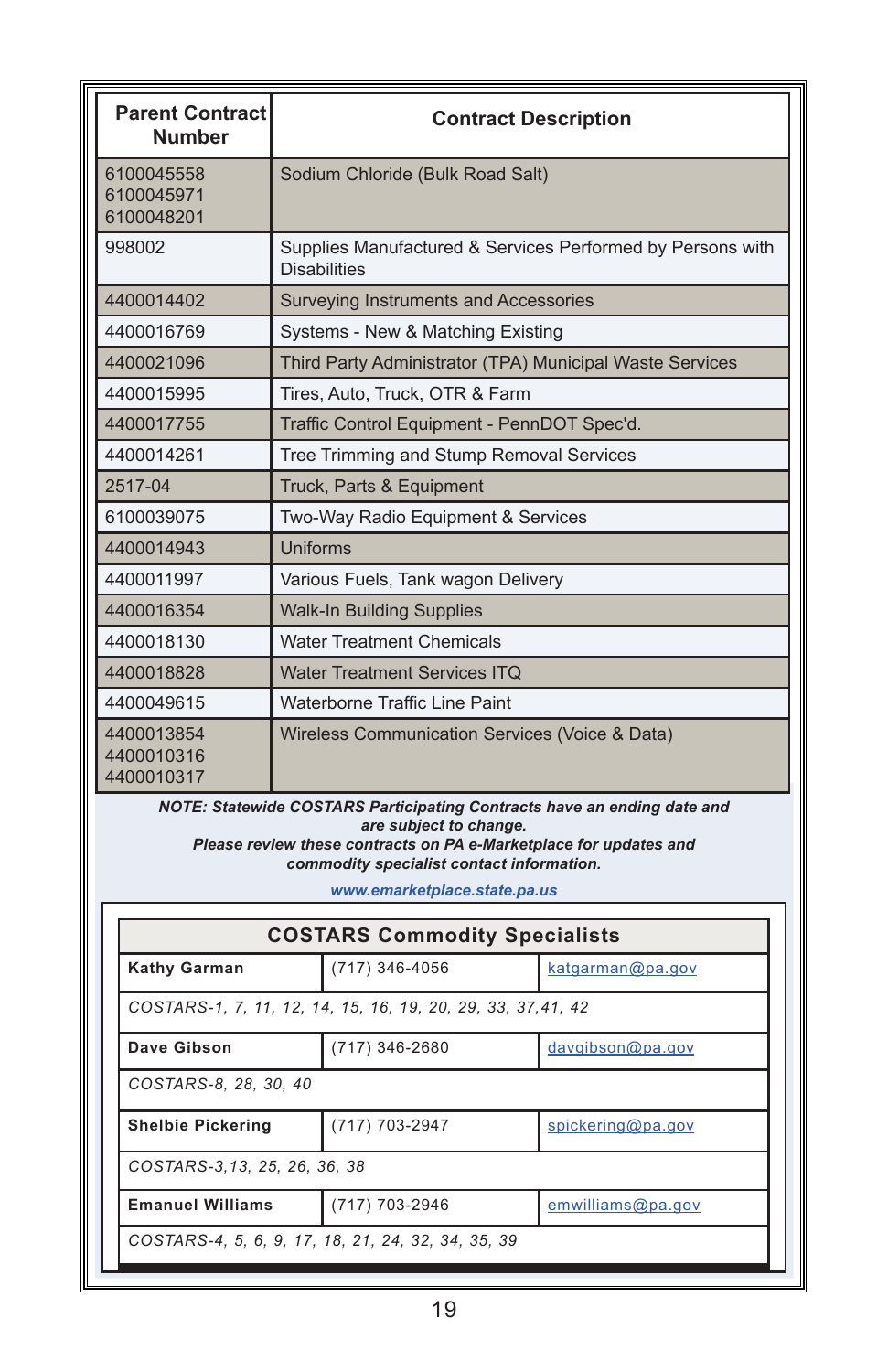| Parent Contract Number | Contract Description |
|---|---|
| 6100045558<br>6100045971<br>6100048201 | Sodium Chloride (Bulk Road Salt) |
| 998002 | Supplies Manufactured & Services Performed by Persons with Disabilities |
| 4400014402 | Surveying Instruments and Accessories |
| 4400016769 | Systems - New & Matching Existing |
| 4400021096 | Third Party Administrator (TPA) Municipal Waste Services |
| 4400015995 | Tires, Auto, Truck, OTR & Farm |
| 4400017755 | Traffic Control Equipment - PennDOT Spec'd. |
| 4400014261 | Tree Trimming and Stump Removal Services |
| 2517-04 | Truck, Parts & Equipment |
| 6100039075 | Two-Way Radio Equipment & Services |
| 4400014943 | Uniforms |
| 4400011997 | Various Fuels, Tank wagon Delivery |
| 4400016354 | Walk-In Building Supplies |
| 4400018130 | Water Treatment Chemicals |
| 4400018828 | Water Treatment Services ITQ |
| 4400049615 | Waterborne Traffic Line Paint |
| 4400013854<br>4400010316<br>4400010317 | Wireless Communication Services (Voice & Data) |

***NOTE: Statewide COSTARS Participating Contracts have an ending date and are subject to change.***
***Please review these contracts on PA e-Marketplace for updates and commodity specialist contact information.***

***www.emarketplace.state.pa.us***

| COSTARS Commodity Specialists | | |
|---|---|---|
| **Kathy Garman** | (717) 346-4056 | katgarman@pa.gov |
| *COSTARS-1, 7, 11, 12, 14, 15, 16, 19, 20, 29, 33, 37,41, 42* | | |
| **Dave Gibson** | (717) 346-2680 | davgibson@pa.gov |
| *COSTARS-8, 28, 30, 40* | | |
| **Shelbie Pickering** | (717) 703-2947 | spickering@pa.gov |
| *COSTARS-3,13, 25, 26, 36, 38* | | |
| **Emanuel Williams** | (717) 703-2946 | emwilliams@pa.gov |
| *COSTARS-4, 5, 6, 9, 17, 18, 21, 24, 32, 34, 35, 39* | | |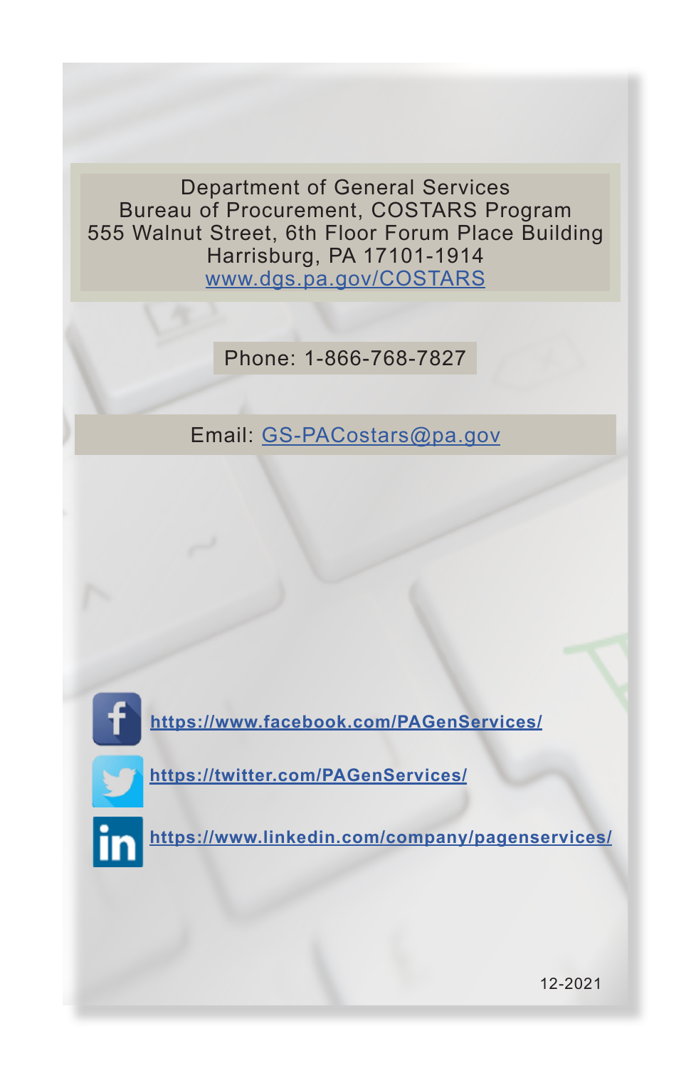Department of General Services
Bureau of Procurement, COSTARS Program
555 Walnut Street, 6th Floor Forum Place Building
Harrisburg, PA 17101-1914
www.dgs.pa.gov/COSTARS

Phone: 1-866-768-7827

Email: GS-PACostars@pa.gov

**https://www.facebook.com/PAGenServices/**

**https://twitter.com/PAGenServices/**

**https://www.linkedin.com/company/pagenservices/**

12-2021